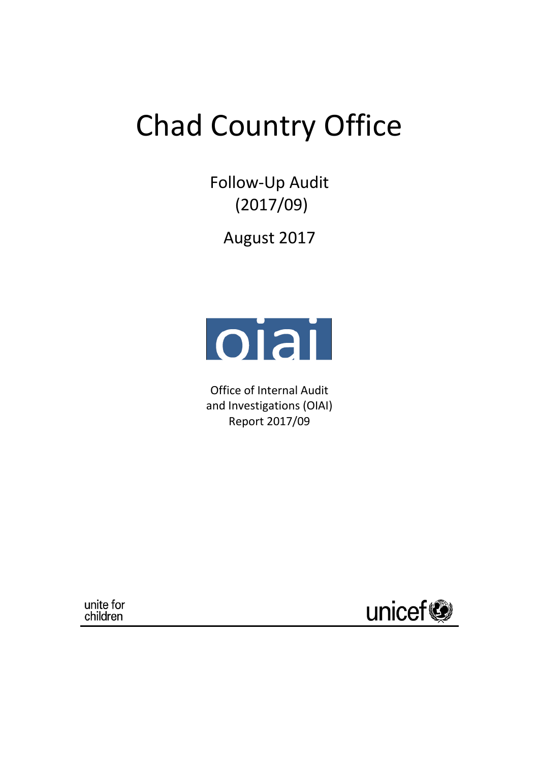# Chad Country Office

Follow-Up Audit
(2017/09)

August 2017

oiai

Office of Internal Audit
and Investigations (OIAI)
Report 2017/09

unite for
children

unicef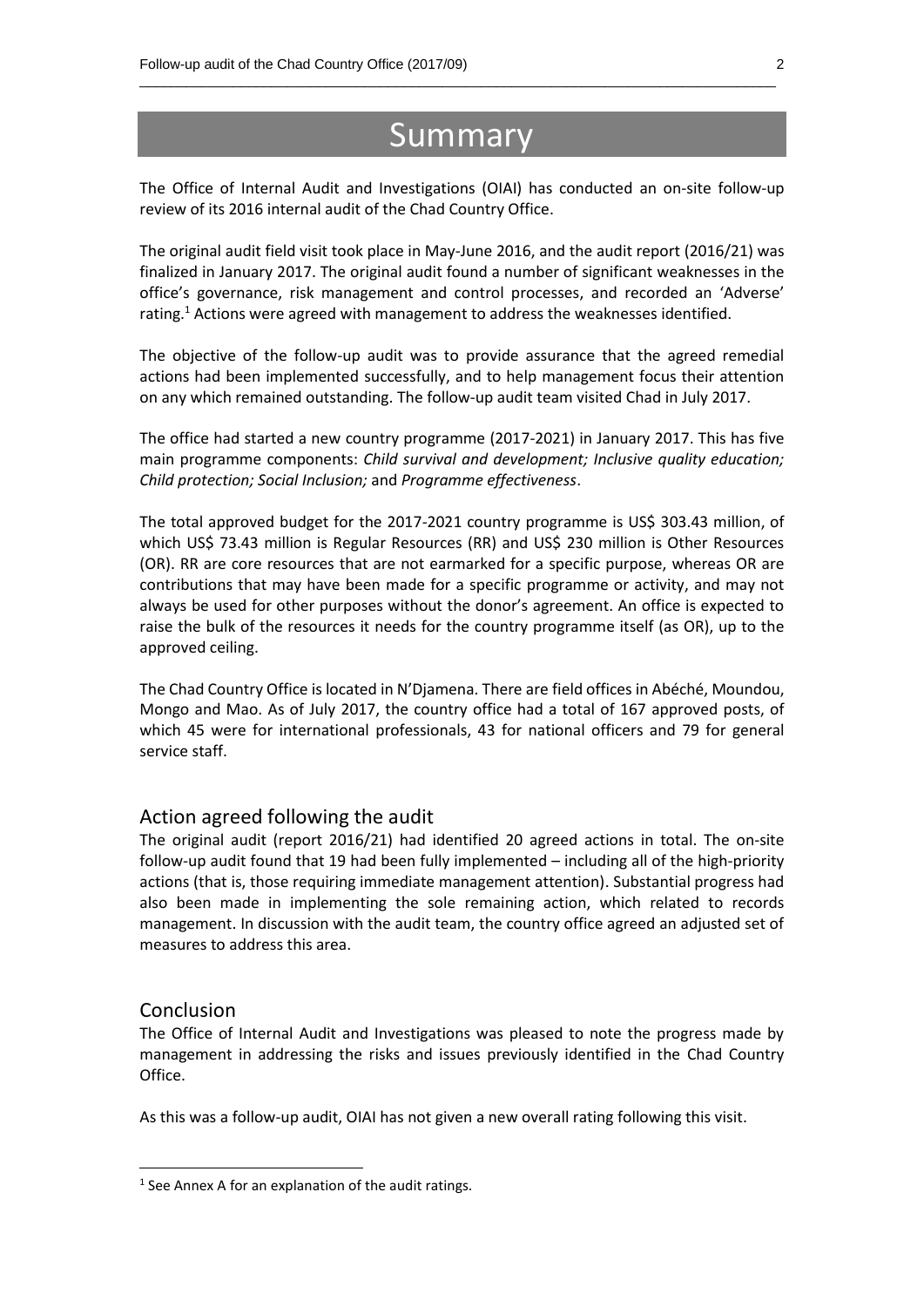# Summary

The Office of Internal Audit and Investigations (OIAI) has conducted an on-site follow-up review of its 2016 internal audit of the Chad Country Office.

The original audit field visit took place in May-June 2016, and the audit report (2016/21) was finalized in January 2017. The original audit found a number of significant weaknesses in the office's governance, risk management and control processes, and recorded an 'Adverse' rating.[1] Actions were agreed with management to address the weaknesses identified.

The objective of the follow-up audit was to provide assurance that the agreed remedial actions had been implemented successfully, and to help management focus their attention on any which remained outstanding. The follow-up audit team visited Chad in July 2017.

The office had started a new country programme (2017-2021) in January 2017. This has five main programme components: *Child survival and development; Inclusive quality education; Child protection; Social Inclusion;* and *Programme effectiveness*.

The total approved budget for the 2017-2021 country programme is US$ 303.43 million, of which US$ 73.43 million is Regular Resources (RR) and US$ 230 million is Other Resources (OR). RR are core resources that are not earmarked for a specific purpose, whereas OR are contributions that may have been made for a specific programme or activity, and may not always be used for other purposes without the donor's agreement. An office is expected to raise the bulk of the resources it needs for the country programme itself (as OR), up to the approved ceiling.

The Chad Country Office is located in N'Djamena. There are field offices in Abéché, Moundou, Mongo and Mao. As of July 2017, the country office had a total of 167 approved posts, of which 45 were for international professionals, 43 for national officers and 79 for general service staff.

## Action agreed following the audit

The original audit (report 2016/21) had identified 20 agreed actions in total. The on-site follow-up audit found that 19 had been fully implemented – including all of the high-priority actions (that is, those requiring immediate management attention). Substantial progress had also been made in implementing the sole remaining action, which related to records management. In discussion with the audit team, the country office agreed an adjusted set of measures to address this area.

## Conclusion

The Office of Internal Audit and Investigations was pleased to note the progress made by management in addressing the risks and issues previously identified in the Chad Country Office.

As this was a follow-up audit, OIAI has not given a new overall rating following this visit.

---

[1] See Annex A for an explanation of the audit ratings.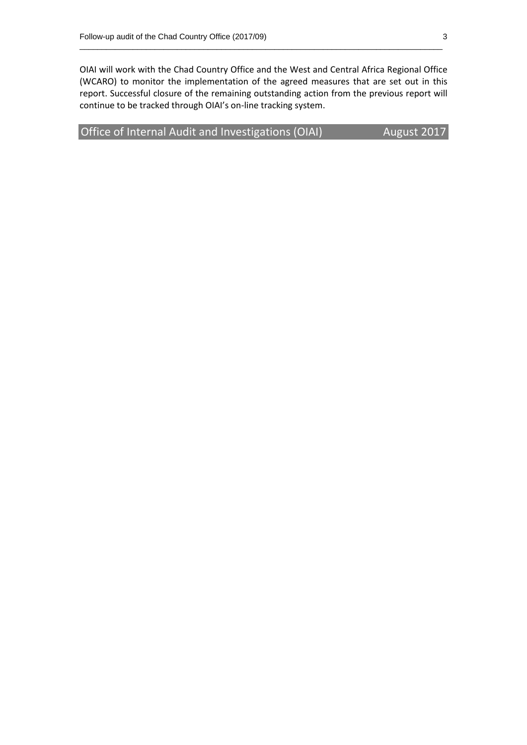OIAI will work with the Chad Country Office and the West and Central Africa Regional Office (WCARO) to monitor the implementation of the agreed measures that are set out in this report. Successful closure of the remaining outstanding action from the previous report will continue to be tracked through OIAI's on-line tracking system.

**Office of Internal Audit and Investigations (OIAI) August 2017**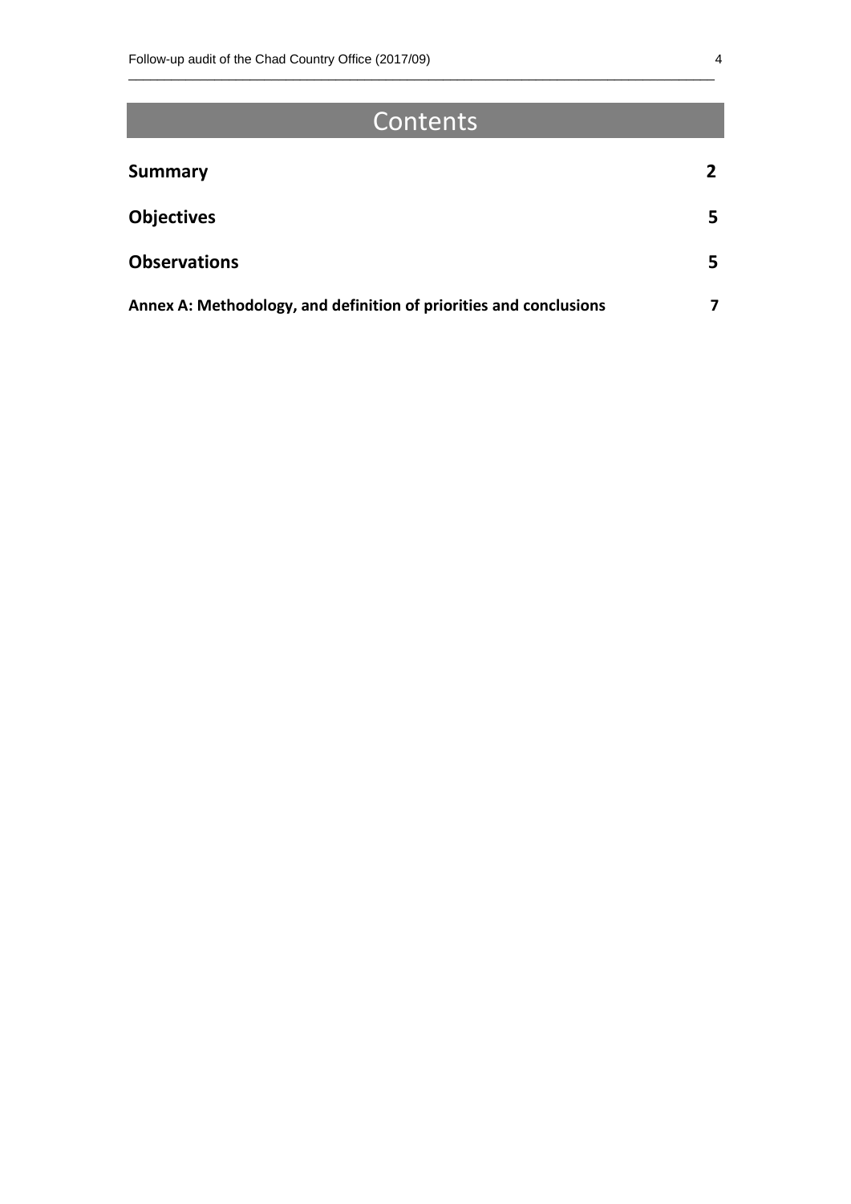# Contents

| | |
|---|---|
| **Summary** | **2** |
| **Objectives** | **5** |
| **Observations** | **5** |
| **Annex A: Methodology, and definition of priorities and conclusions** | **7** |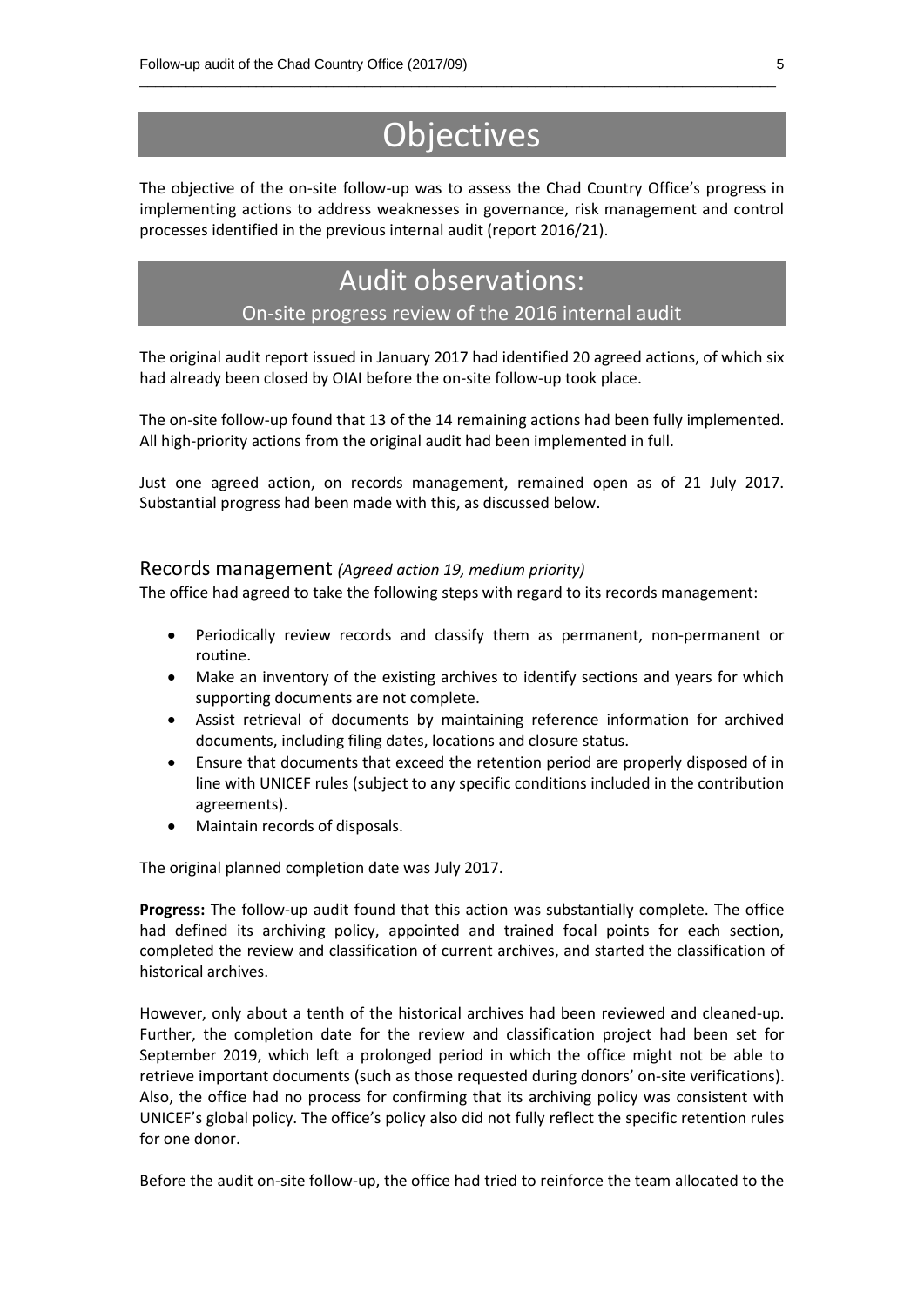# Objectives

The objective of the on-site follow-up was to assess the Chad Country Office's progress in implementing actions to address weaknesses in governance, risk management and control processes identified in the previous internal audit (report 2016/21).

# Audit observations:

## On-site progress review of the 2016 internal audit

The original audit report issued in January 2017 had identified 20 agreed actions, of which six had already been closed by OIAI before the on-site follow-up took place.

The on-site follow-up found that 13 of the 14 remaining actions had been fully implemented. All high-priority actions from the original audit had been implemented in full.

Just one agreed action, on records management, remained open as of 21 July 2017. Substantial progress had been made with this, as discussed below.

### Records management *(Agreed action 19, medium priority)*

The office had agreed to take the following steps with regard to its records management:

- Periodically review records and classify them as permanent, non-permanent or routine.
- Make an inventory of the existing archives to identify sections and years for which supporting documents are not complete.
- Assist retrieval of documents by maintaining reference information for archived documents, including filing dates, locations and closure status.
- Ensure that documents that exceed the retention period are properly disposed of in line with UNICEF rules (subject to any specific conditions included in the contribution agreements).
- Maintain records of disposals.

The original planned completion date was July 2017.

**Progress:** The follow-up audit found that this action was substantially complete. The office had defined its archiving policy, appointed and trained focal points for each section, completed the review and classification of current archives, and started the classification of historical archives.

However, only about a tenth of the historical archives had been reviewed and cleaned-up. Further, the completion date for the review and classification project had been set for September 2019, which left a prolonged period in which the office might not be able to retrieve important documents (such as those requested during donors' on-site verifications). Also, the office had no process for confirming that its archiving policy was consistent with UNICEF's global policy. The office's policy also did not fully reflect the specific retention rules for one donor.

Before the audit on-site follow-up, the office had tried to reinforce the team allocated to the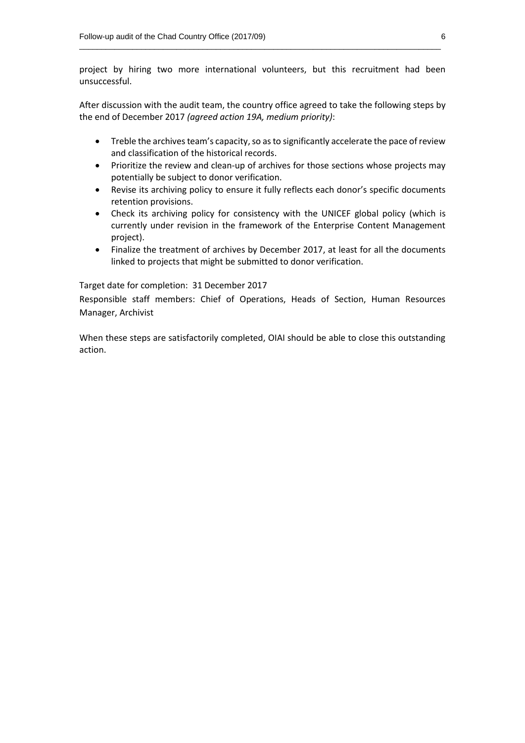project by hiring two more international volunteers, but this recruitment had been unsuccessful.

After discussion with the audit team, the country office agreed to take the following steps by the end of December 2017 *(agreed action 19A, medium priority)*:

- Treble the archives team's capacity, so as to significantly accelerate the pace of review and classification of the historical records.
- Prioritize the review and clean-up of archives for those sections whose projects may potentially be subject to donor verification.
- Revise its archiving policy to ensure it fully reflects each donor's specific documents retention provisions.
- Check its archiving policy for consistency with the UNICEF global policy (which is currently under revision in the framework of the Enterprise Content Management project).
- Finalize the treatment of archives by December 2017, at least for all the documents linked to projects that might be submitted to donor verification.

Target date for completion: 31 December 2017

Responsible staff members: Chief of Operations, Heads of Section, Human Resources Manager, Archivist

When these steps are satisfactorily completed, OIAI should be able to close this outstanding action.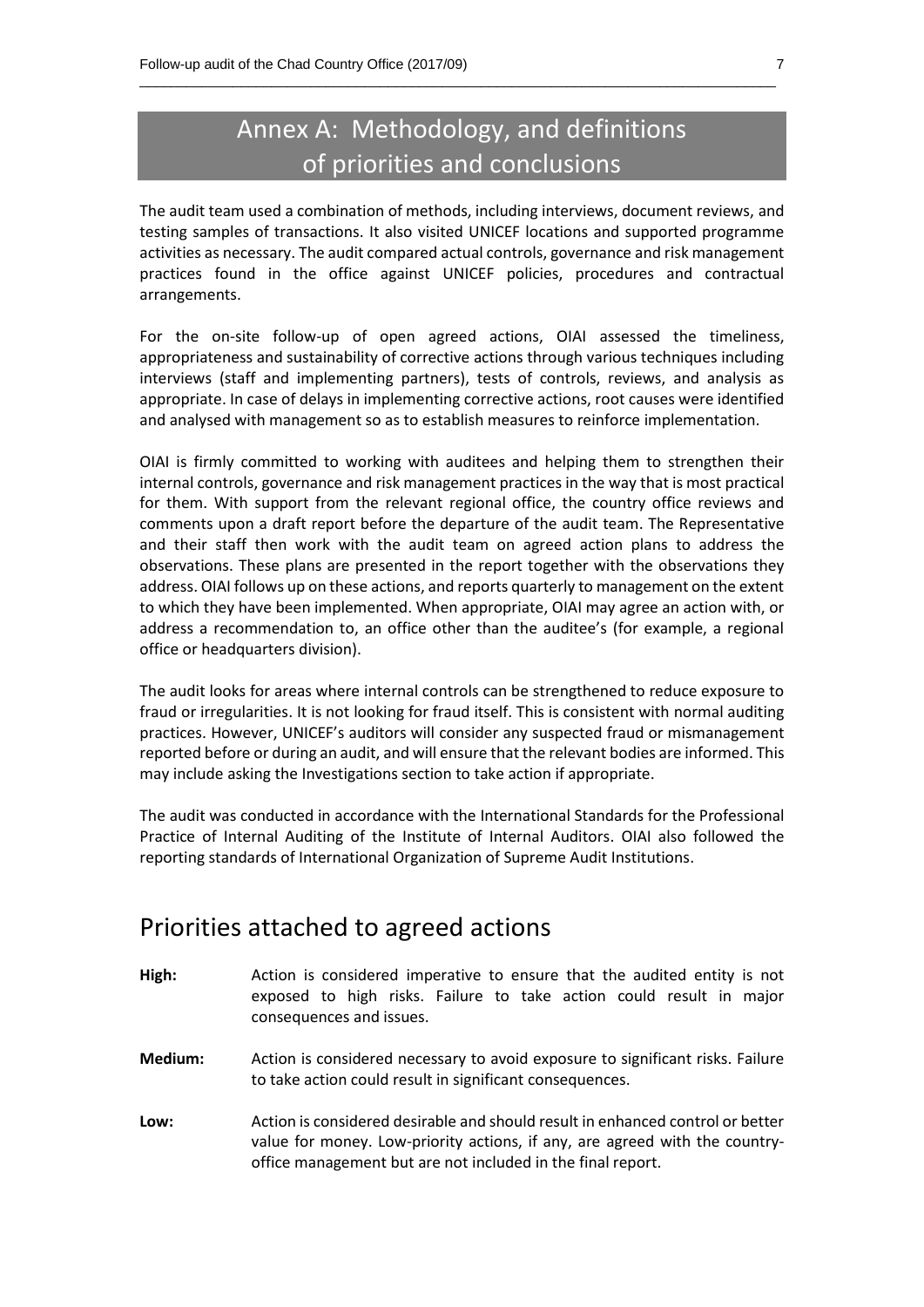# Annex A: Methodology, and definitions of priorities and conclusions

The audit team used a combination of methods, including interviews, document reviews, and testing samples of transactions. It also visited UNICEF locations and supported programme activities as necessary. The audit compared actual controls, governance and risk management practices found in the office against UNICEF policies, procedures and contractual arrangements.

For the on-site follow-up of open agreed actions, OIAI assessed the timeliness, appropriateness and sustainability of corrective actions through various techniques including interviews (staff and implementing partners), tests of controls, reviews, and analysis as appropriate. In case of delays in implementing corrective actions, root causes were identified and analysed with management so as to establish measures to reinforce implementation.

OIAI is firmly committed to working with auditees and helping them to strengthen their internal controls, governance and risk management practices in the way that is most practical for them. With support from the relevant regional office, the country office reviews and comments upon a draft report before the departure of the audit team. The Representative and their staff then work with the audit team on agreed action plans to address the observations. These plans are presented in the report together with the observations they address. OIAI follows up on these actions, and reports quarterly to management on the extent to which they have been implemented. When appropriate, OIAI may agree an action with, or address a recommendation to, an office other than the auditee's (for example, a regional office or headquarters division).

The audit looks for areas where internal controls can be strengthened to reduce exposure to fraud or irregularities. It is not looking for fraud itself. This is consistent with normal auditing practices. However, UNICEF's auditors will consider any suspected fraud or mismanagement reported before or during an audit, and will ensure that the relevant bodies are informed. This may include asking the Investigations section to take action if appropriate.

The audit was conducted in accordance with the International Standards for the Professional Practice of Internal Auditing of the Institute of Internal Auditors. OIAI also followed the reporting standards of International Organization of Supreme Audit Institutions.

## Priorities attached to agreed actions

**High:** Action is considered imperative to ensure that the audited entity is not exposed to high risks. Failure to take action could result in major consequences and issues.

**Medium:** Action is considered necessary to avoid exposure to significant risks. Failure to take action could result in significant consequences.

**Low:** Action is considered desirable and should result in enhanced control or better value for money. Low-priority actions, if any, are agreed with the country-office management but are not included in the final report.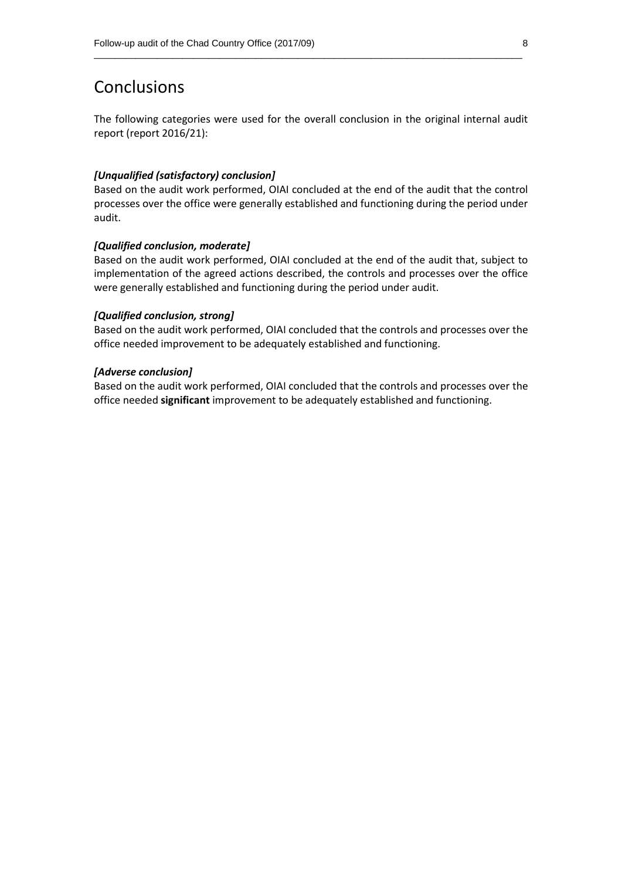# Conclusions

The following categories were used for the overall conclusion in the original internal audit report (report 2016/21):

***[Unqualified (satisfactory) conclusion]***

Based on the audit work performed, OIAI concluded at the end of the audit that the control processes over the office were generally established and functioning during the period under audit.

***[Qualified conclusion, moderate]***

Based on the audit work performed, OIAI concluded at the end of the audit that, subject to implementation of the agreed actions described, the controls and processes over the office were generally established and functioning during the period under audit.

***[Qualified conclusion, strong]***

Based on the audit work performed, OIAI concluded that the controls and processes over the office needed improvement to be adequately established and functioning.

***[Adverse conclusion]***

Based on the audit work performed, OIAI concluded that the controls and processes over the office needed **significant** improvement to be adequately established and functioning.